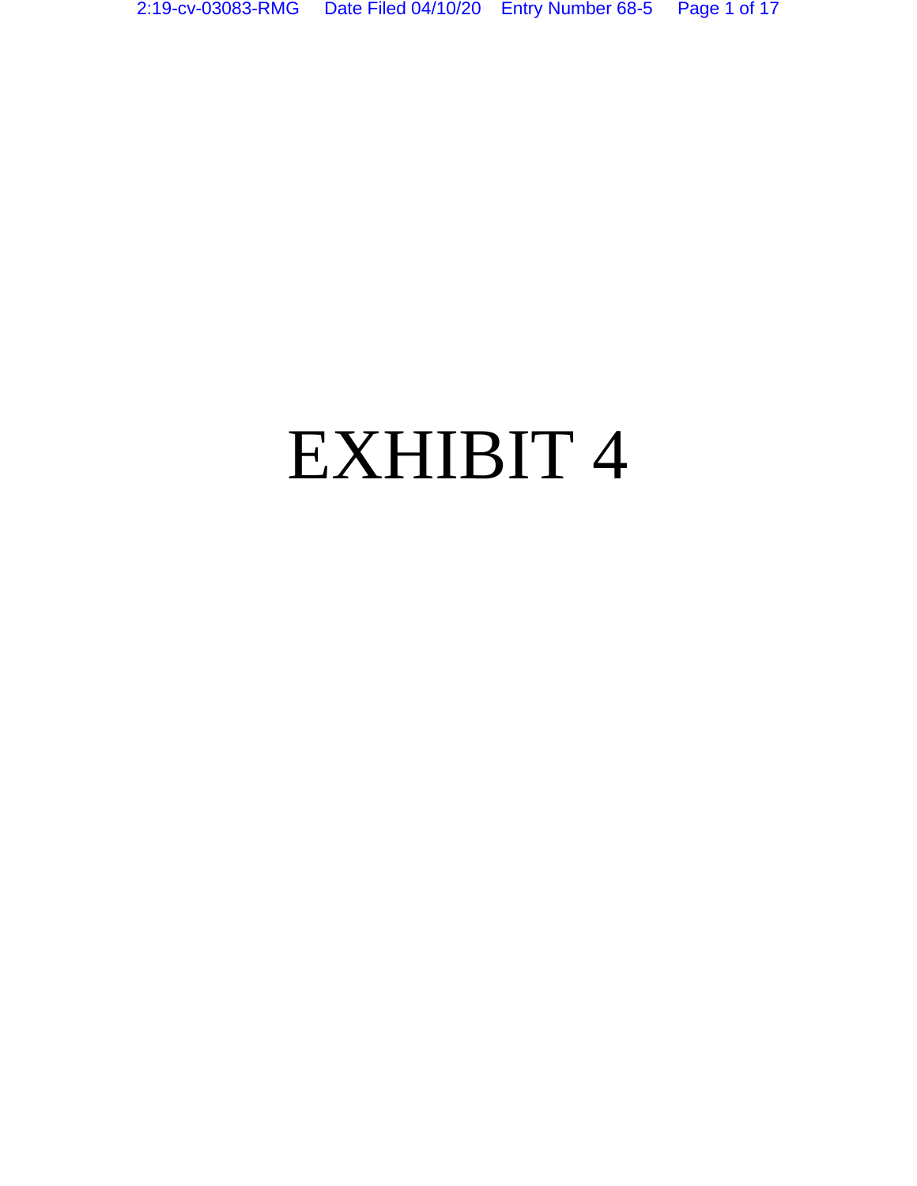# EXHIBIT 4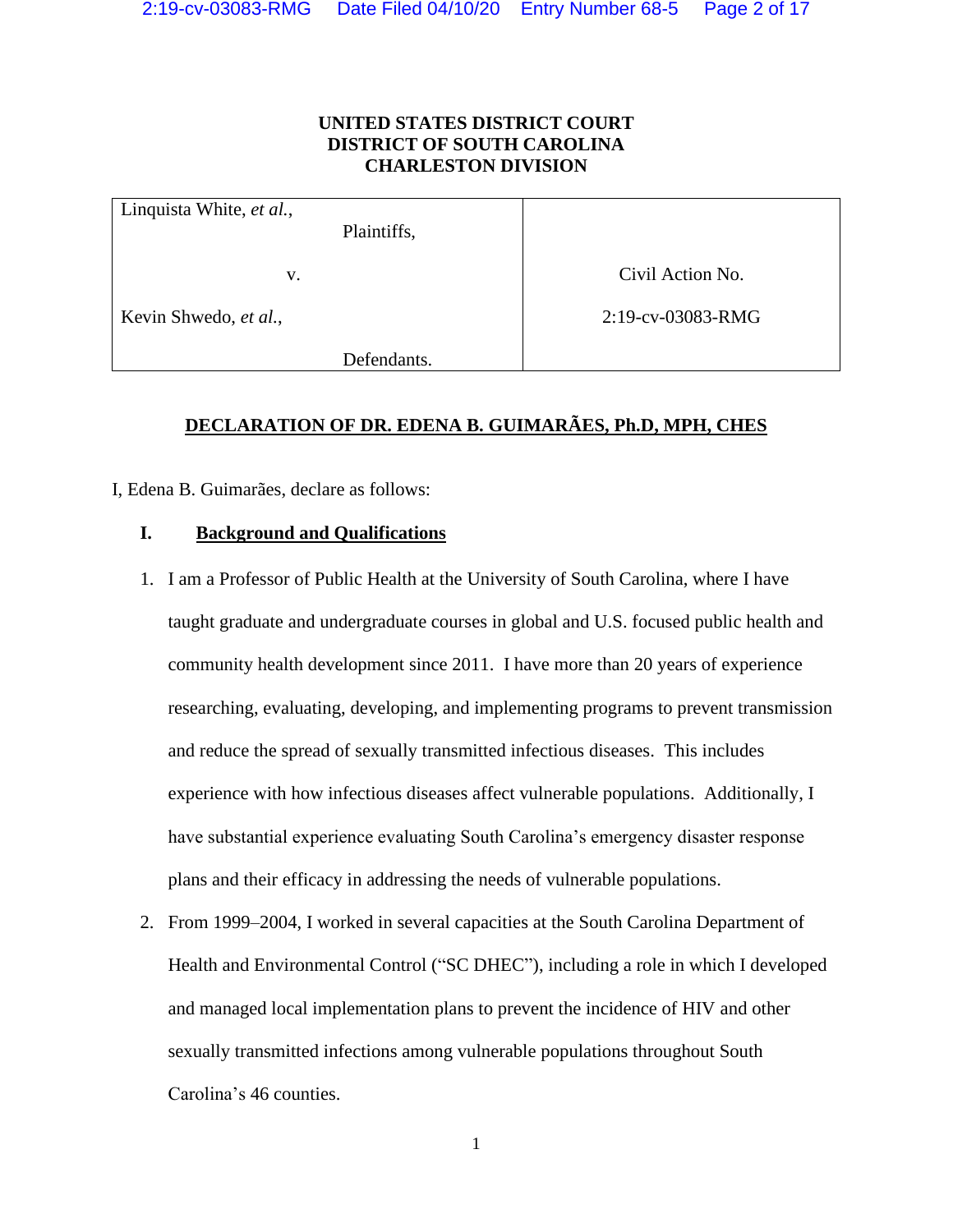**UNITED STATES DISTRICT COURT**
**DISTRICT OF SOUTH CAROLINA**
**CHARLESTON DIVISION**

| Linquista White, *et al.*, Plaintiffs, v. Kevin Shwedo, *et al.*, Defendants. | Civil Action No. 2:19-cv-03083-RMG |
|---|---|

**DECLARATION OF DR. EDENA B. GUIMARÃES, Ph.D, MPH, CHES**

I, Edena B. Guimarães, declare as follows:

## I. Background and Qualifications

1. I am a Professor of Public Health at the University of South Carolina, where I have taught graduate and undergraduate courses in global and U.S. focused public health and community health development since 2011. I have more than 20 years of experience researching, evaluating, developing, and implementing programs to prevent transmission and reduce the spread of sexually transmitted infectious diseases. This includes experience with how infectious diseases affect vulnerable populations. Additionally, I have substantial experience evaluating South Carolina's emergency disaster response plans and their efficacy in addressing the needs of vulnerable populations.

2. From 1999–2004, I worked in several capacities at the South Carolina Department of Health and Environmental Control ("SC DHEC"), including a role in which I developed and managed local implementation plans to prevent the incidence of HIV and other sexually transmitted infections among vulnerable populations throughout South Carolina's 46 counties.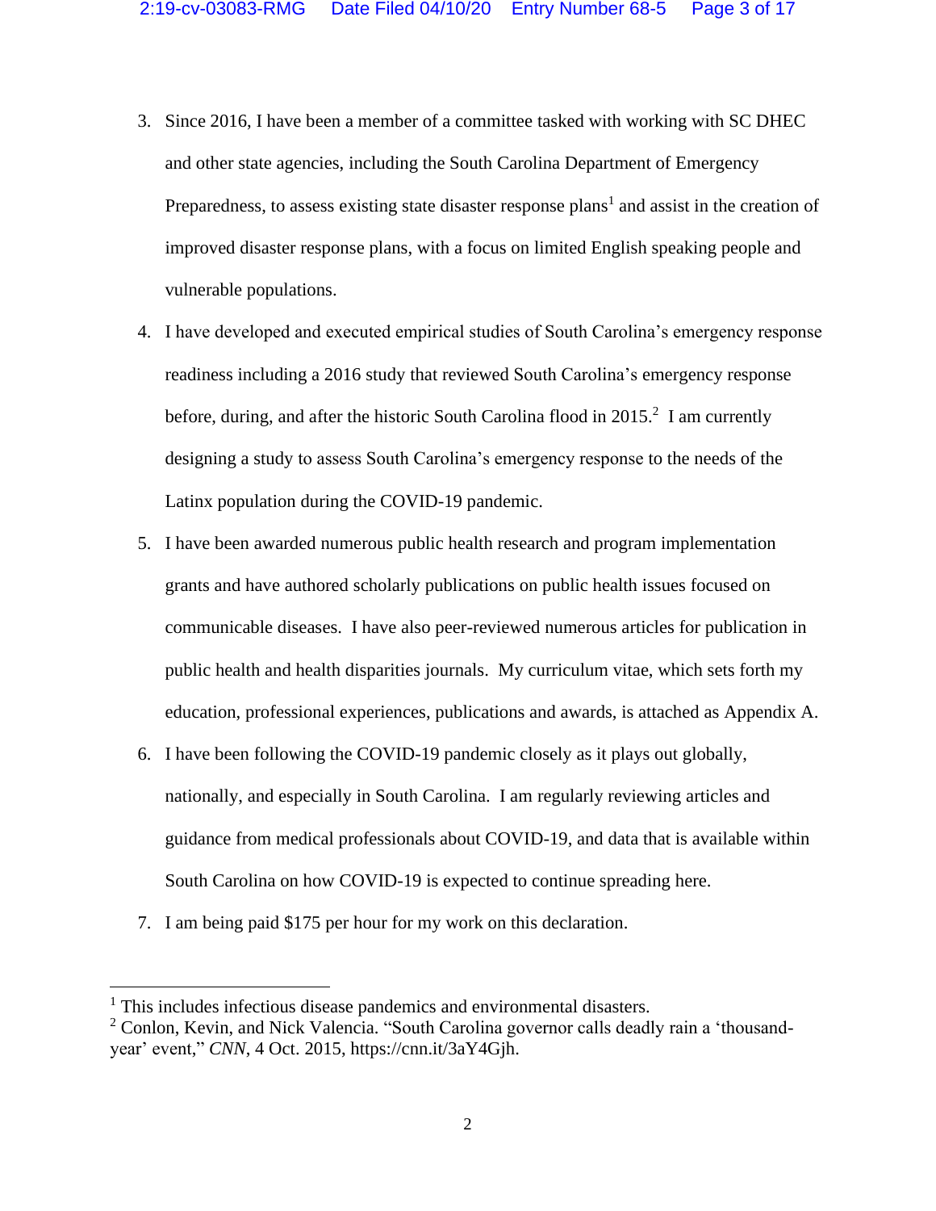3. Since 2016, I have been a member of a committee tasked with working with SC DHEC and other state agencies, including the South Carolina Department of Emergency Preparedness, to assess existing state disaster response plans[1] and assist in the creation of improved disaster response plans, with a focus on limited English speaking people and vulnerable populations.

4. I have developed and executed empirical studies of South Carolina's emergency response readiness including a 2016 study that reviewed South Carolina's emergency response before, during, and after the historic South Carolina flood in 2015.[2] I am currently designing a study to assess South Carolina's emergency response to the needs of the Latinx population during the COVID-19 pandemic.

5. I have been awarded numerous public health research and program implementation grants and have authored scholarly publications on public health issues focused on communicable diseases. I have also peer-reviewed numerous articles for publication in public health and health disparities journals. My curriculum vitae, which sets forth my education, professional experiences, publications and awards, is attached as Appendix A.

6. I have been following the COVID-19 pandemic closely as it plays out globally, nationally, and especially in South Carolina. I am regularly reviewing articles and guidance from medical professionals about COVID-19, and data that is available within South Carolina on how COVID-19 is expected to continue spreading here.

7. I am being paid $175 per hour for my work on this declaration.

---

[1] This includes infectious disease pandemics and environmental disasters.

[2] Conlon, Kevin, and Nick Valencia. "South Carolina governor calls deadly rain a 'thousand-year' event," *CNN*, 4 Oct. 2015, https://cnn.it/3aY4Gjh.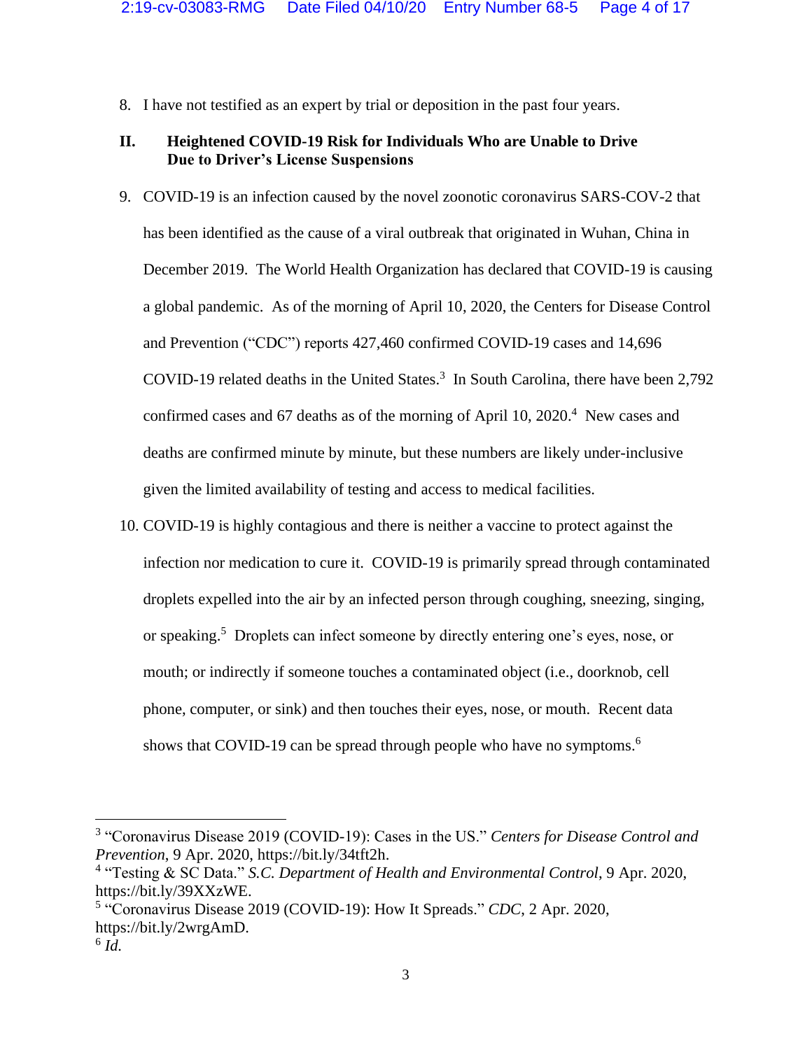8. I have not testified as an expert by trial or deposition in the past four years.

## II. Heightened COVID-19 Risk for Individuals Who are Unable to Drive Due to Driver's License Suspensions

9. COVID-19 is an infection caused by the novel zoonotic coronavirus SARS-COV-2 that has been identified as the cause of a viral outbreak that originated in Wuhan, China in December 2019. The World Health Organization has declared that COVID-19 is causing a global pandemic. As of the morning of April 10, 2020, the Centers for Disease Control and Prevention ("CDC") reports 427,460 confirmed COVID-19 cases and 14,696 COVID-19 related deaths in the United States.[3] In South Carolina, there have been 2,792 confirmed cases and 67 deaths as of the morning of April 10, 2020.[4] New cases and deaths are confirmed minute by minute, but these numbers are likely under-inclusive given the limited availability of testing and access to medical facilities.

10. COVID-19 is highly contagious and there is neither a vaccine to protect against the infection nor medication to cure it. COVID-19 is primarily spread through contaminated droplets expelled into the air by an infected person through coughing, sneezing, singing, or speaking.[5] Droplets can infect someone by directly entering one's eyes, nose, or mouth; or indirectly if someone touches a contaminated object (i.e., doorknob, cell phone, computer, or sink) and then touches their eyes, nose, or mouth. Recent data shows that COVID-19 can be spread through people who have no symptoms.[6]

---

[3] "Coronavirus Disease 2019 (COVID-19): Cases in the US." *Centers for Disease Control and Prevention*, 9 Apr. 2020, https://bit.ly/34tft2h.

[4] "Testing & SC Data." *S.C. Department of Health and Environmental Control*, 9 Apr. 2020, https://bit.ly/39XXzWE.

[5] "Coronavirus Disease 2019 (COVID-19): How It Spreads." *CDC*, 2 Apr. 2020, https://bit.ly/2wrgAmD.

[6] *Id.*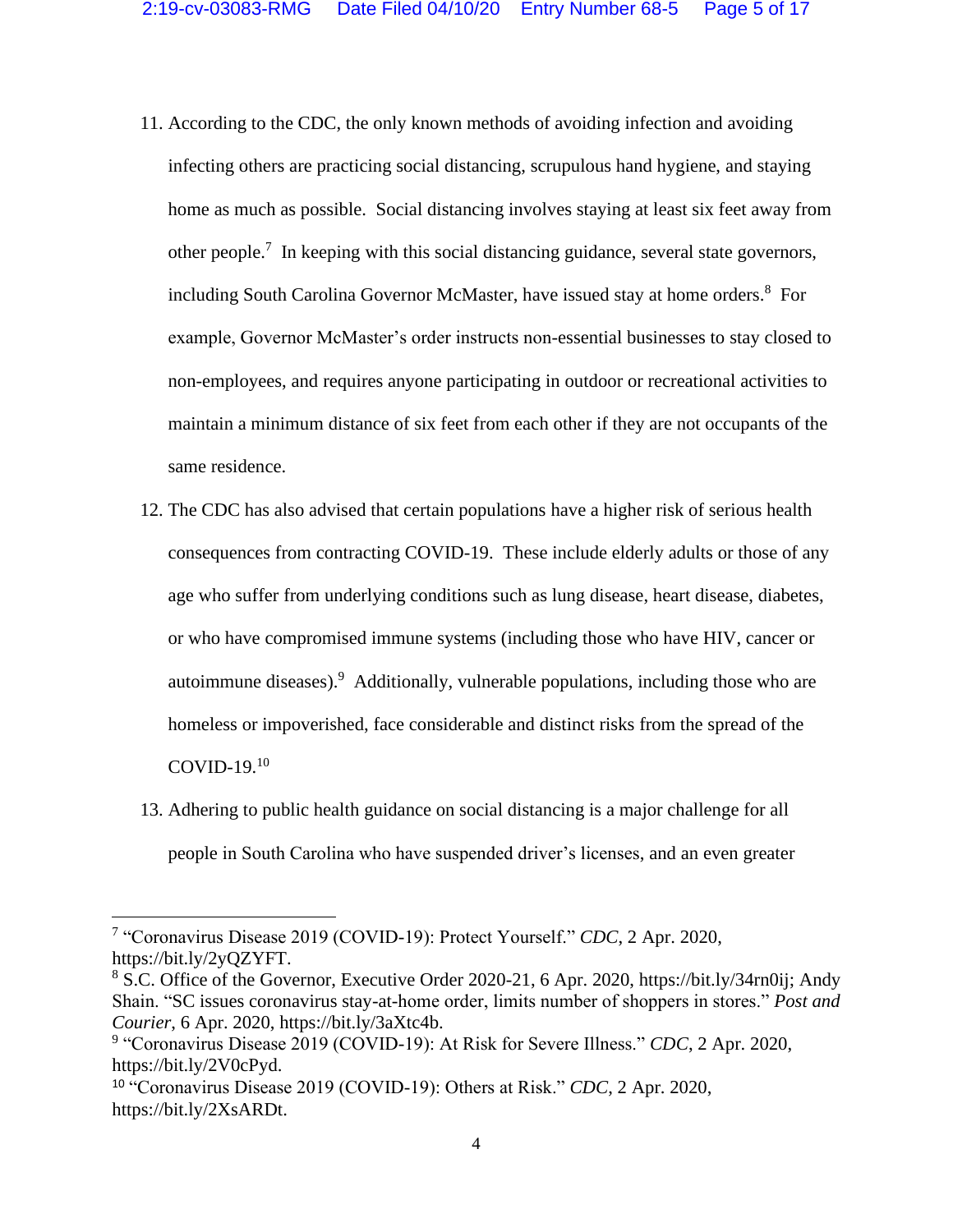11. According to the CDC, the only known methods of avoiding infection and avoiding infecting others are practicing social distancing, scrupulous hand hygiene, and staying home as much as possible. Social distancing involves staying at least six feet away from other people.[7] In keeping with this social distancing guidance, several state governors, including South Carolina Governor McMaster, have issued stay at home orders.[8] For example, Governor McMaster's order instructs non-essential businesses to stay closed to non-employees, and requires anyone participating in outdoor or recreational activities to maintain a minimum distance of six feet from each other if they are not occupants of the same residence.

12. The CDC has also advised that certain populations have a higher risk of serious health consequences from contracting COVID-19. These include elderly adults or those of any age who suffer from underlying conditions such as lung disease, heart disease, diabetes, or who have compromised immune systems (including those who have HIV, cancer or autoimmune diseases).[9] Additionally, vulnerable populations, including those who are homeless or impoverished, face considerable and distinct risks from the spread of the COVID-19.[10]

13. Adhering to public health guidance on social distancing is a major challenge for all people in South Carolina who have suspended driver's licenses, and an even greater

---

[7] "Coronavirus Disease 2019 (COVID-19): Protect Yourself." *CDC*, 2 Apr. 2020, https://bit.ly/2yQZYFT.

[8] S.C. Office of the Governor, Executive Order 2020-21, 6 Apr. 2020, https://bit.ly/34rn0ij; Andy Shain. "SC issues coronavirus stay-at-home order, limits number of shoppers in stores." *Post and Courier*, 6 Apr. 2020, https://bit.ly/3aXtc4b.

[9] "Coronavirus Disease 2019 (COVID-19): At Risk for Severe Illness." *CDC*, 2 Apr. 2020, https://bit.ly/2V0cPyd.

[10] "Coronavirus Disease 2019 (COVID-19): Others at Risk." *CDC*, 2 Apr. 2020, https://bit.ly/2XsARDt.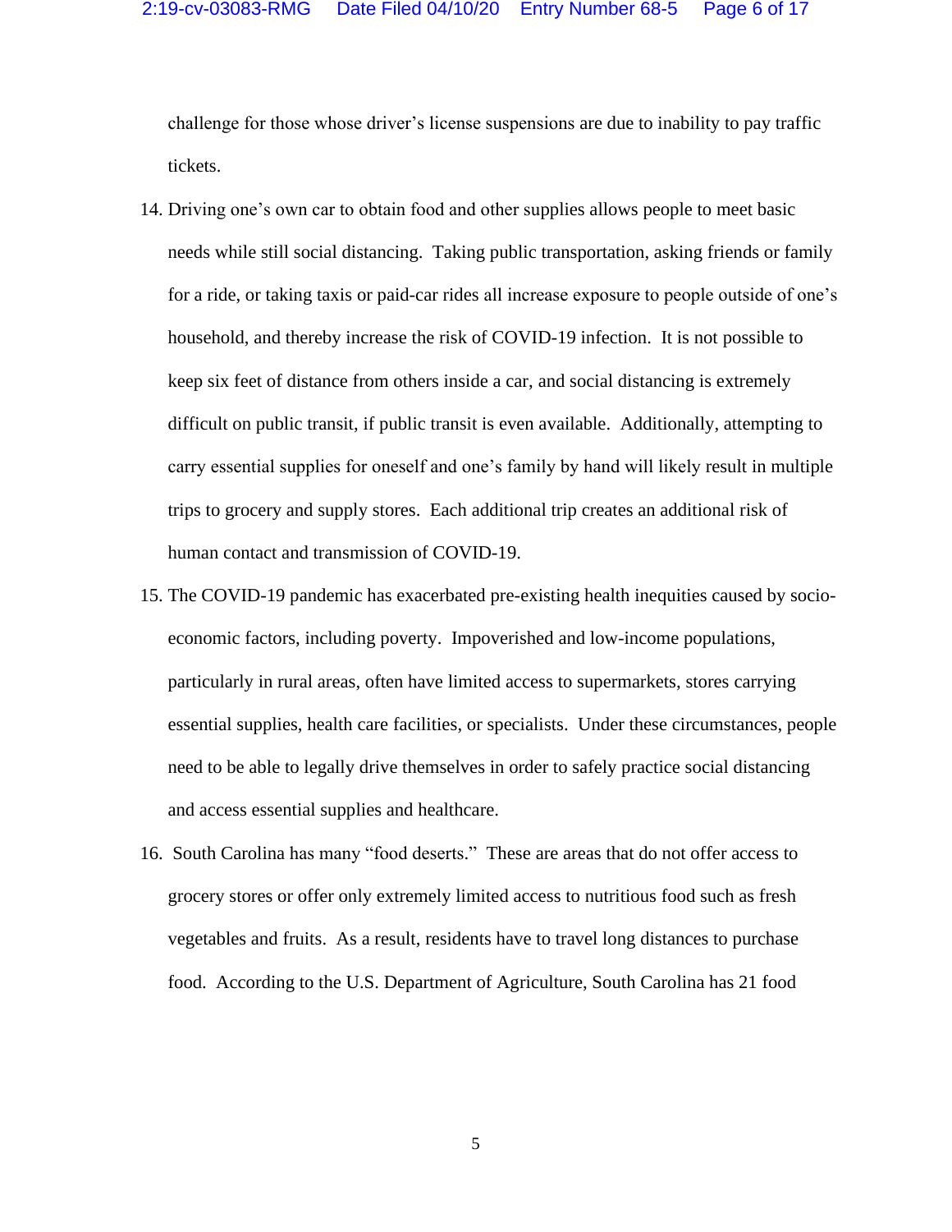challenge for those whose driver's license suspensions are due to inability to pay traffic tickets.

14. Driving one's own car to obtain food and other supplies allows people to meet basic needs while still social distancing. Taking public transportation, asking friends or family for a ride, or taking taxis or paid-car rides all increase exposure to people outside of one's household, and thereby increase the risk of COVID-19 infection. It is not possible to keep six feet of distance from others inside a car, and social distancing is extremely difficult on public transit, if public transit is even available. Additionally, attempting to carry essential supplies for oneself and one's family by hand will likely result in multiple trips to grocery and supply stores. Each additional trip creates an additional risk of human contact and transmission of COVID-19.

15. The COVID-19 pandemic has exacerbated pre-existing health inequities caused by socio-economic factors, including poverty. Impoverished and low-income populations, particularly in rural areas, often have limited access to supermarkets, stores carrying essential supplies, health care facilities, or specialists. Under these circumstances, people need to be able to legally drive themselves in order to safely practice social distancing and access essential supplies and healthcare.

16. South Carolina has many "food deserts." These are areas that do not offer access to grocery stores or offer only extremely limited access to nutritious food such as fresh vegetables and fruits. As a result, residents have to travel long distances to purchase food. According to the U.S. Department of Agriculture, South Carolina has 21 food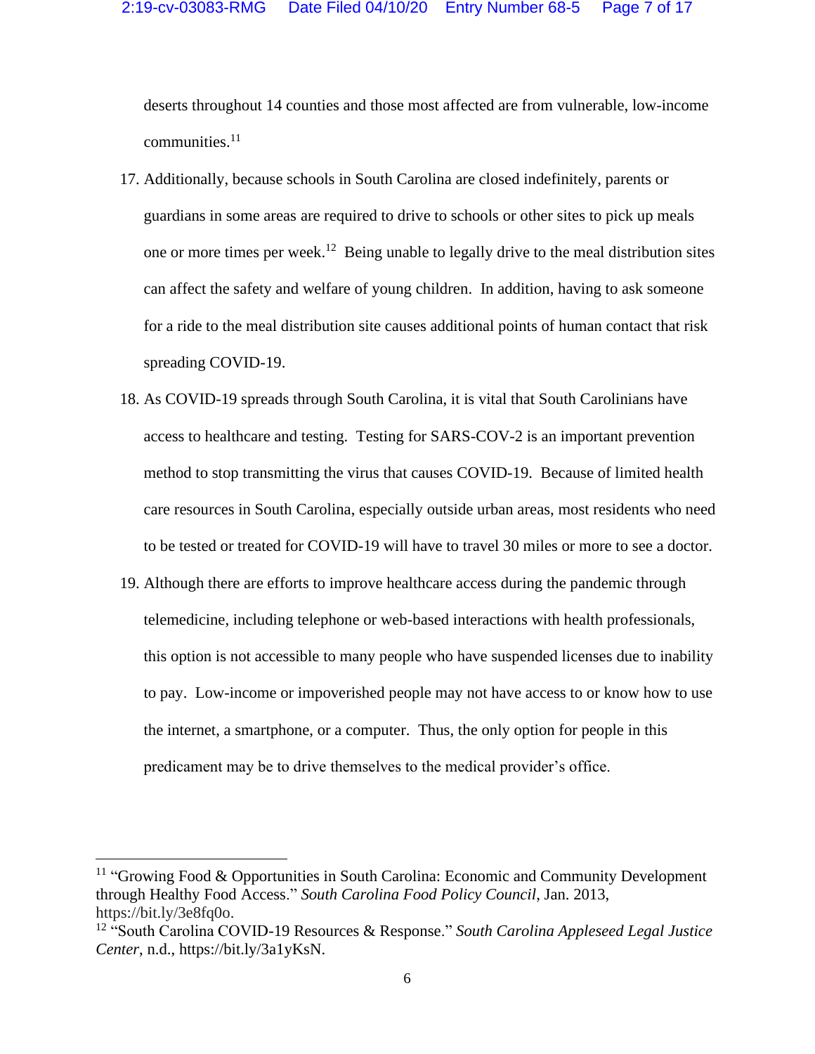deserts throughout 14 counties and those most affected are from vulnerable, low-income communities.[11]

17. Additionally, because schools in South Carolina are closed indefinitely, parents or guardians in some areas are required to drive to schools or other sites to pick up meals one or more times per week.[12] Being unable to legally drive to the meal distribution sites can affect the safety and welfare of young children. In addition, having to ask someone for a ride to the meal distribution site causes additional points of human contact that risk spreading COVID-19.

18. As COVID-19 spreads through South Carolina, it is vital that South Carolinians have access to healthcare and testing. Testing for SARS-COV-2 is an important prevention method to stop transmitting the virus that causes COVID-19. Because of limited health care resources in South Carolina, especially outside urban areas, most residents who need to be tested or treated for COVID-19 will have to travel 30 miles or more to see a doctor.

19. Although there are efforts to improve healthcare access during the pandemic through telemedicine, including telephone or web-based interactions with health professionals, this option is not accessible to many people who have suspended licenses due to inability to pay. Low-income or impoverished people may not have access to or know how to use the internet, a smartphone, or a computer. Thus, the only option for people in this predicament may be to drive themselves to the medical provider's office.

---

[11] "Growing Food & Opportunities in South Carolina: Economic and Community Development through Healthy Food Access." *South Carolina Food Policy Council*, Jan. 2013, https://bit.ly/3e8fq0o.

[12] "South Carolina COVID-19 Resources & Response." *South Carolina Appleseed Legal Justice Center*, n.d., https://bit.ly/3a1yKsN.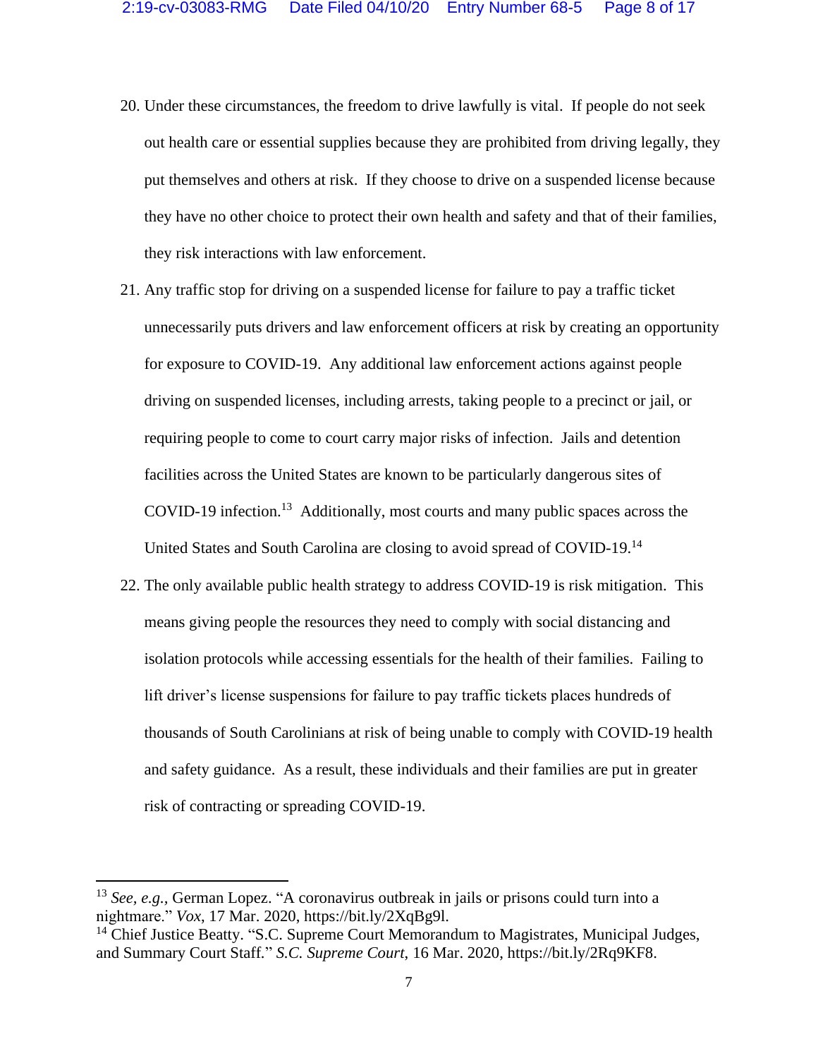20. Under these circumstances, the freedom to drive lawfully is vital. If people do not seek out health care or essential supplies because they are prohibited from driving legally, they put themselves and others at risk. If they choose to drive on a suspended license because they have no other choice to protect their own health and safety and that of their families, they risk interactions with law enforcement.

21. Any traffic stop for driving on a suspended license for failure to pay a traffic ticket unnecessarily puts drivers and law enforcement officers at risk by creating an opportunity for exposure to COVID-19. Any additional law enforcement actions against people driving on suspended licenses, including arrests, taking people to a precinct or jail, or requiring people to come to court carry major risks of infection. Jails and detention facilities across the United States are known to be particularly dangerous sites of COVID-19 infection.[13] Additionally, most courts and many public spaces across the United States and South Carolina are closing to avoid spread of COVID-19.[14]

22. The only available public health strategy to address COVID-19 is risk mitigation. This means giving people the resources they need to comply with social distancing and isolation protocols while accessing essentials for the health of their families. Failing to lift driver's license suspensions for failure to pay traffic tickets places hundreds of thousands of South Carolinians at risk of being unable to comply with COVID-19 health and safety guidance. As a result, these individuals and their families are put in greater risk of contracting or spreading COVID-19.

---

[13] *See, e.g.*, German Lopez. "A coronavirus outbreak in jails or prisons could turn into a nightmare." *Vox*, 17 Mar. 2020, https://bit.ly/2XqBg9l.

[14] Chief Justice Beatty. "S.C. Supreme Court Memorandum to Magistrates, Municipal Judges, and Summary Court Staff." *S.C. Supreme Court*, 16 Mar. 2020, https://bit.ly/2Rq9KF8.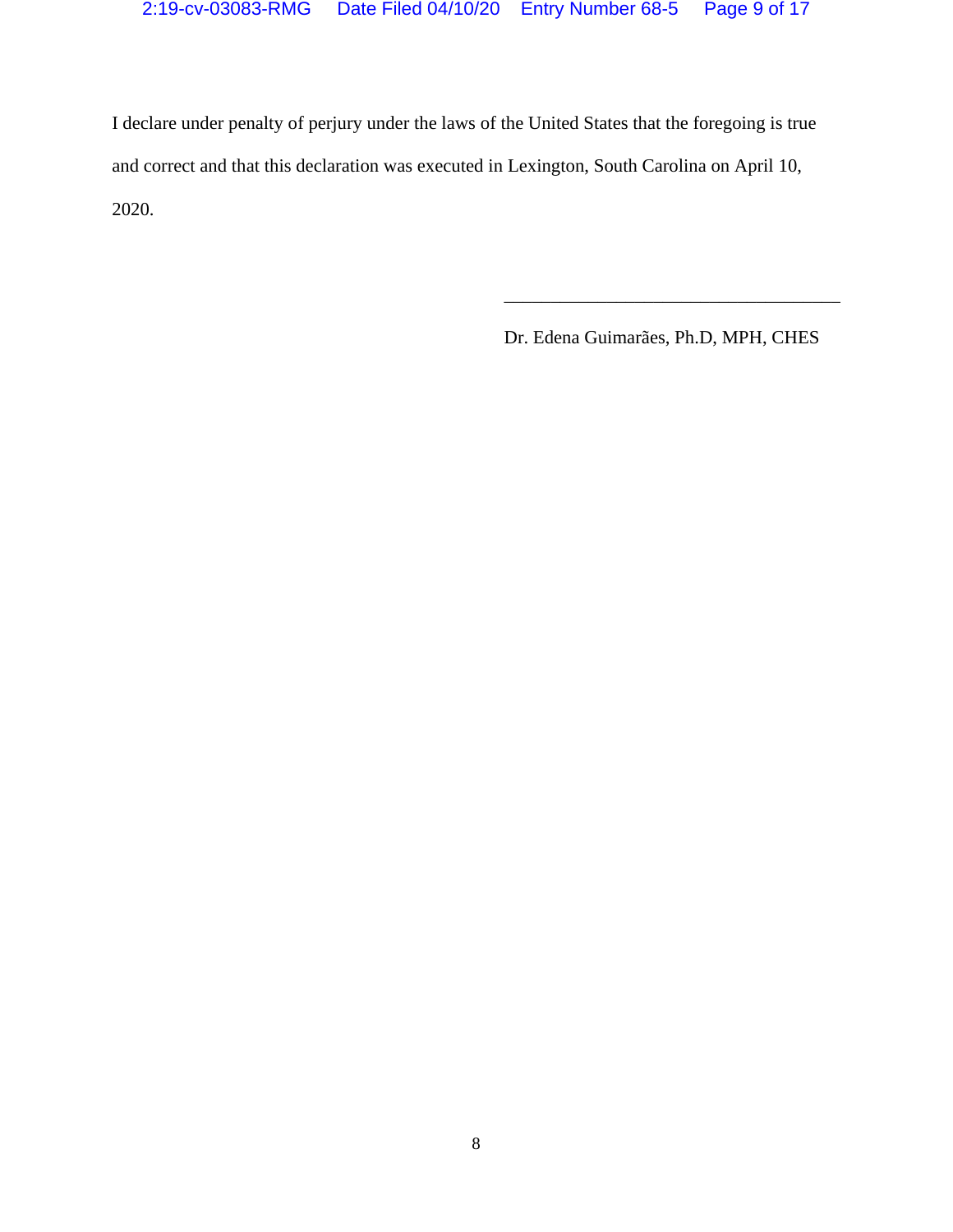I declare under penalty of perjury under the laws of the United States that the foregoing is true and correct and that this declaration was executed in Lexington, South Carolina on April 10, 2020.

\_\_\_\_\_\_\_\_\_\_\_\_\_\_\_\_\_\_\_\_\_\_\_\_\_\_\_\_\_\_\_\_\_\_\_\_

Dr. Edena Guimarães, Ph.D, MPH, CHES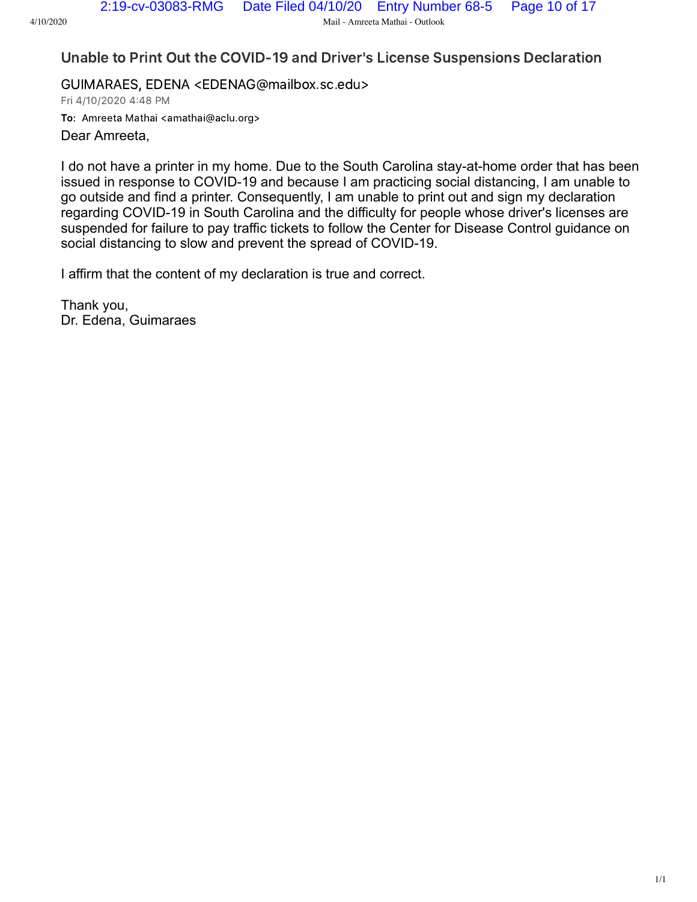## Unable to Print Out the COVID-19 and Driver's License Suspensions Declaration

GUIMARAES, EDENA <EDENAG@mailbox.sc.edu>

Fri 4/10/2020 4:48 PM

**To:** Amreeta Mathai <amathai@aclu.org>

Dear Amreeta,

I do not have a printer in my home. Due to the South Carolina stay-at-home order that has been issued in response to COVID-19 and because I am practicing social distancing, I am unable to go outside and find a printer. Consequently, I am unable to print out and sign my declaration regarding COVID-19 in South Carolina and the difficulty for people whose driver's licenses are suspended for failure to pay traffic tickets to follow the Center for Disease Control guidance on social distancing to slow and prevent the spread of COVID-19.

I affirm that the content of my declaration is true and correct.

Thank you,
Dr. Edena, Guimaraes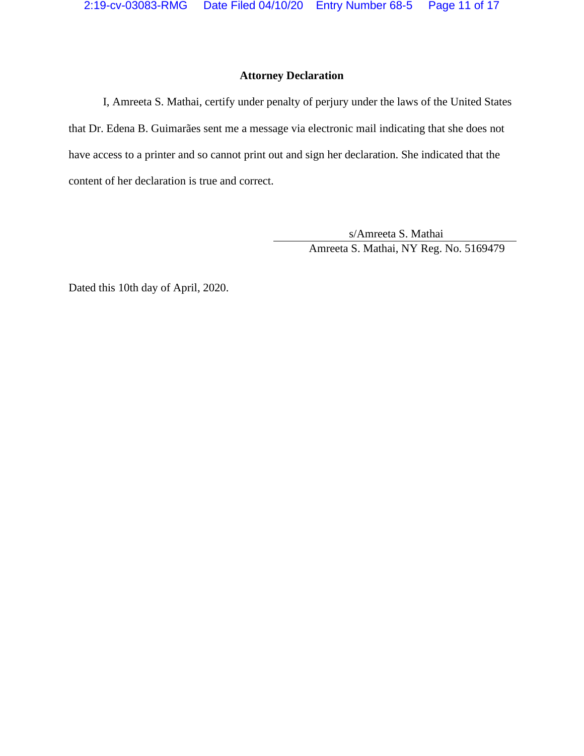**Attorney Declaration**

I, Amreeta S. Mathai, certify under penalty of perjury under the laws of the United States that Dr. Edena B. Guimarães sent me a message via electronic mail indicating that she does not have access to a printer and so cannot print out and sign her declaration. She indicated that the content of her declaration is true and correct.

s/Amreeta S. Mathai
Amreeta S. Mathai, NY Reg. No. 5169479

Dated this 10th day of April, 2020.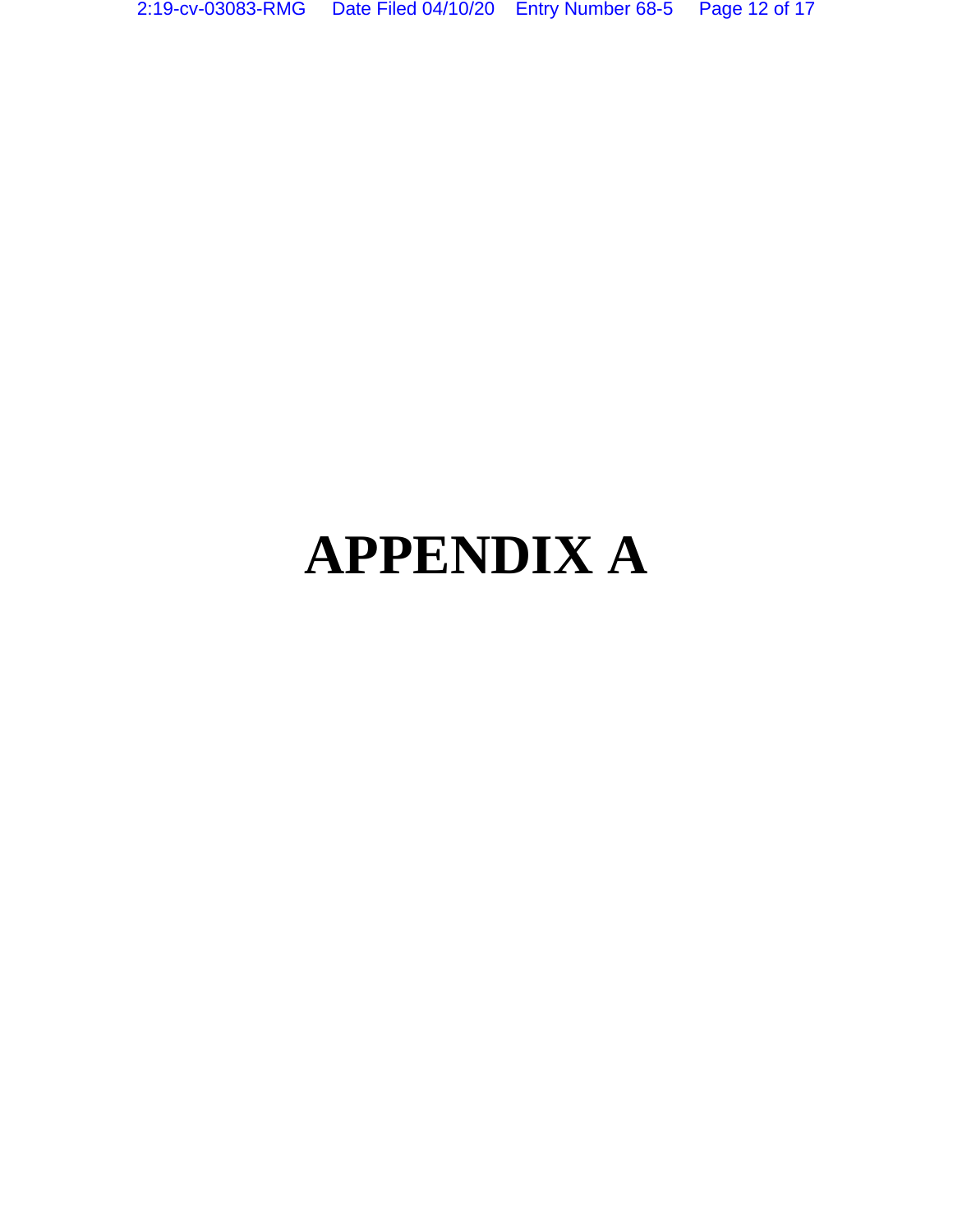# APPENDIX A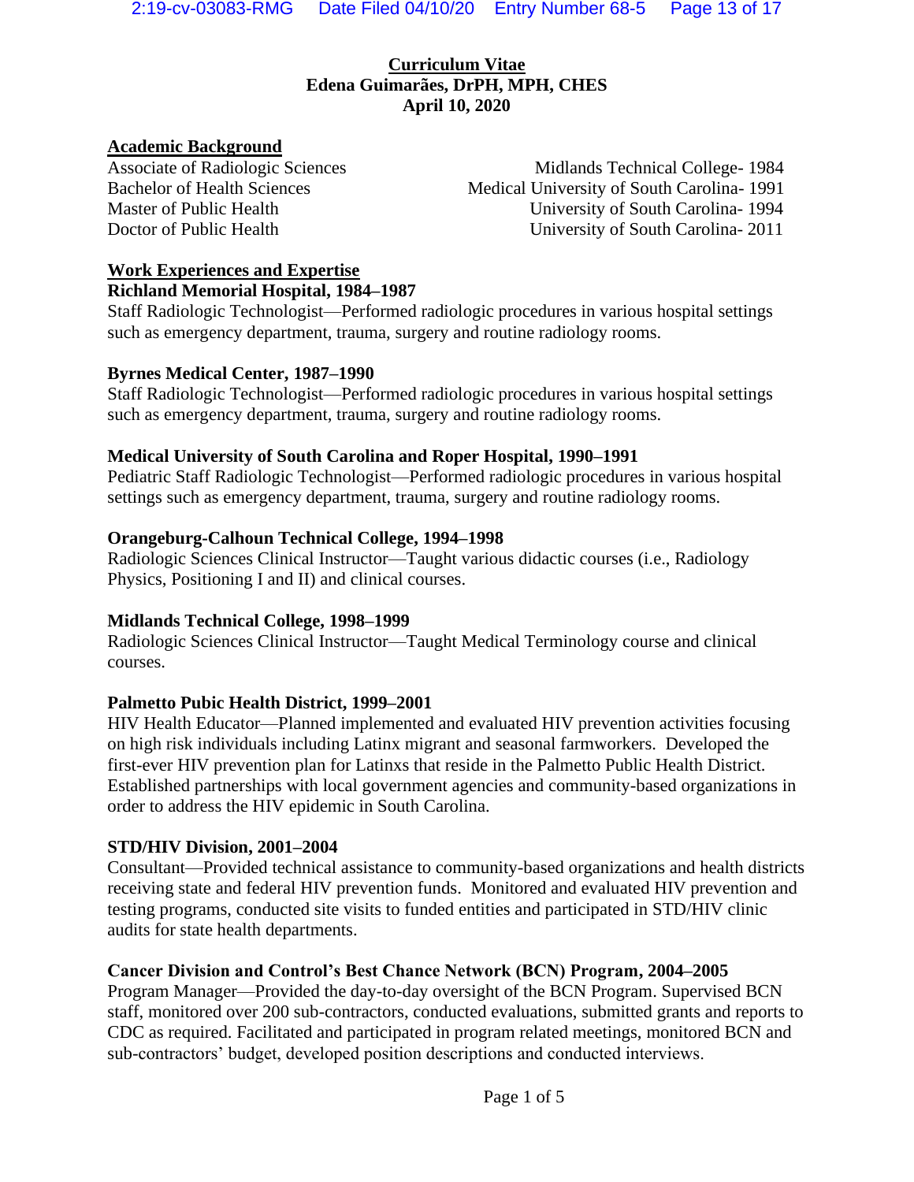# Curriculum Vitae
## Edena Guimarães, DrPH, MPH, CHES
## April 10, 2020

### Academic Background

| | |
|---|---|
| Associate of Radiologic Sciences | Midlands Technical College- 1984 |
| Bachelor of Health Sciences | Medical University of South Carolina- 1991 |
| Master of Public Health | University of South Carolina- 1994 |
| Doctor of Public Health | University of South Carolina- 2011 |

### Work Experiences and Expertise

**Richland Memorial Hospital, 1984–1987**
Staff Radiologic Technologist—Performed radiologic procedures in various hospital settings such as emergency department, trauma, surgery and routine radiology rooms.

**Byrnes Medical Center, 1987–1990**
Staff Radiologic Technologist—Performed radiologic procedures in various hospital settings such as emergency department, trauma, surgery and routine radiology rooms.

**Medical University of South Carolina and Roper Hospital, 1990–1991**
Pediatric Staff Radiologic Technologist—Performed radiologic procedures in various hospital settings such as emergency department, trauma, surgery and routine radiology rooms.

**Orangeburg-Calhoun Technical College, 1994–1998**
Radiologic Sciences Clinical Instructor—Taught various didactic courses (i.e., Radiology Physics, Positioning I and II) and clinical courses.

**Midlands Technical College, 1998–1999**
Radiologic Sciences Clinical Instructor—Taught Medical Terminology course and clinical courses.

**Palmetto Pubic Health District, 1999–2001**
HIV Health Educator—Planned implemented and evaluated HIV prevention activities focusing on high risk individuals including Latinx migrant and seasonal farmworkers. Developed the first-ever HIV prevention plan for Latinxs that reside in the Palmetto Public Health District. Established partnerships with local government agencies and community-based organizations in order to address the HIV epidemic in South Carolina.

**STD/HIV Division, 2001–2004**
Consultant—Provided technical assistance to community-based organizations and health districts receiving state and federal HIV prevention funds. Monitored and evaluated HIV prevention and testing programs, conducted site visits to funded entities and participated in STD/HIV clinic audits for state health departments.

**Cancer Division and Control's Best Chance Network (BCN) Program, 2004–2005**
Program Manager—Provided the day-to-day oversight of the BCN Program. Supervised BCN staff, monitored over 200 sub-contractors, conducted evaluations, submitted grants and reports to CDC as required. Facilitated and participated in program related meetings, monitored BCN and sub-contractors' budget, developed position descriptions and conducted interviews.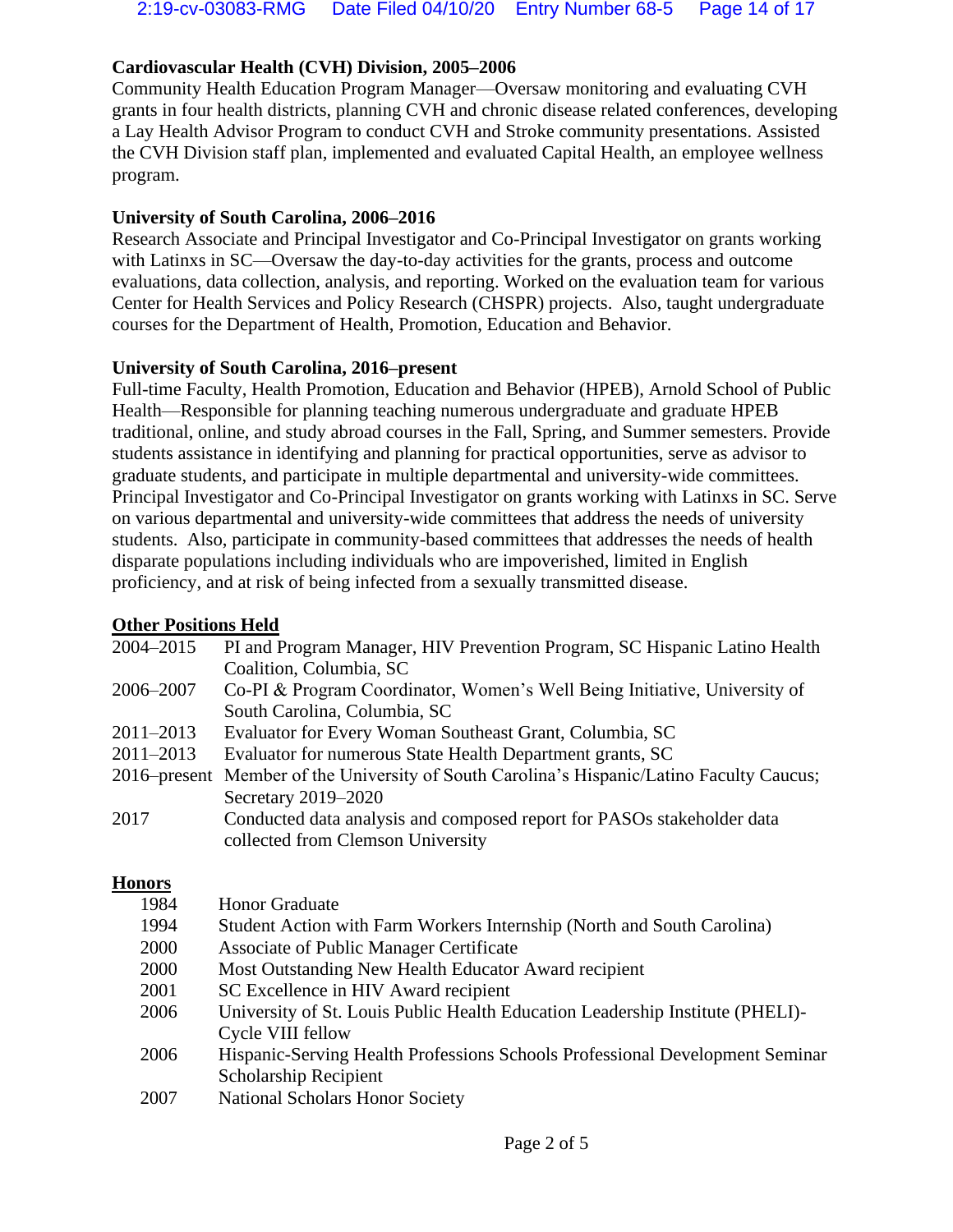**Cardiovascular Health (CVH) Division, 2005–2006**
Community Health Education Program Manager—Oversaw monitoring and evaluating CVH grants in four health districts, planning CVH and chronic disease related conferences, developing a Lay Health Advisor Program to conduct CVH and Stroke community presentations. Assisted the CVH Division staff plan, implemented and evaluated Capital Health, an employee wellness program.

**University of South Carolina, 2006–2016**
Research Associate and Principal Investigator and Co-Principal Investigator on grants working with Latinxs in SC—Oversaw the day-to-day activities for the grants, process and outcome evaluations, data collection, analysis, and reporting. Worked on the evaluation team for various Center for Health Services and Policy Research (CHSPR) projects. Also, taught undergraduate courses for the Department of Health, Promotion, Education and Behavior.

**University of South Carolina, 2016–present**
Full-time Faculty, Health Promotion, Education and Behavior (HPEB), Arnold School of Public Health—Responsible for planning teaching numerous undergraduate and graduate HPEB traditional, online, and study abroad courses in the Fall, Spring, and Summer semesters. Provide students assistance in identifying and planning for practical opportunities, serve as advisor to graduate students, and participate in multiple departmental and university-wide committees. Principal Investigator and Co-Principal Investigator on grants working with Latinxs in SC. Serve on various departmental and university-wide committees that address the needs of university students. Also, participate in community-based committees that addresses the needs of health disparate populations including individuals who are impoverished, limited in English proficiency, and at risk of being infected from a sexually transmitted disease.

**Other Positions Held**

| | |
|---|---|
| 2004–2015 | PI and Program Manager, HIV Prevention Program, SC Hispanic Latino Health Coalition, Columbia, SC |
| 2006–2007 | Co-PI & Program Coordinator, Women's Well Being Initiative, University of South Carolina, Columbia, SC |
| 2011–2013 | Evaluator for Every Woman Southeast Grant, Columbia, SC |
| 2011–2013 | Evaluator for numerous State Health Department grants, SC |
| 2016–present | Member of the University of South Carolina's Hispanic/Latino Faculty Caucus; Secretary 2019–2020 |
| 2017 | Conducted data analysis and composed report for PASOs stakeholder data collected from Clemson University |

**Honors**

| | |
|---|---|
| 1984 | Honor Graduate |
| 1994 | Student Action with Farm Workers Internship (North and South Carolina) |
| 2000 | Associate of Public Manager Certificate |
| 2000 | Most Outstanding New Health Educator Award recipient |
| 2001 | SC Excellence in HIV Award recipient |
| 2006 | University of St. Louis Public Health Education Leadership Institute (PHELI)-Cycle VIII fellow |
| 2006 | Hispanic-Serving Health Professions Schools Professional Development Seminar Scholarship Recipient |
| 2007 | National Scholars Honor Society |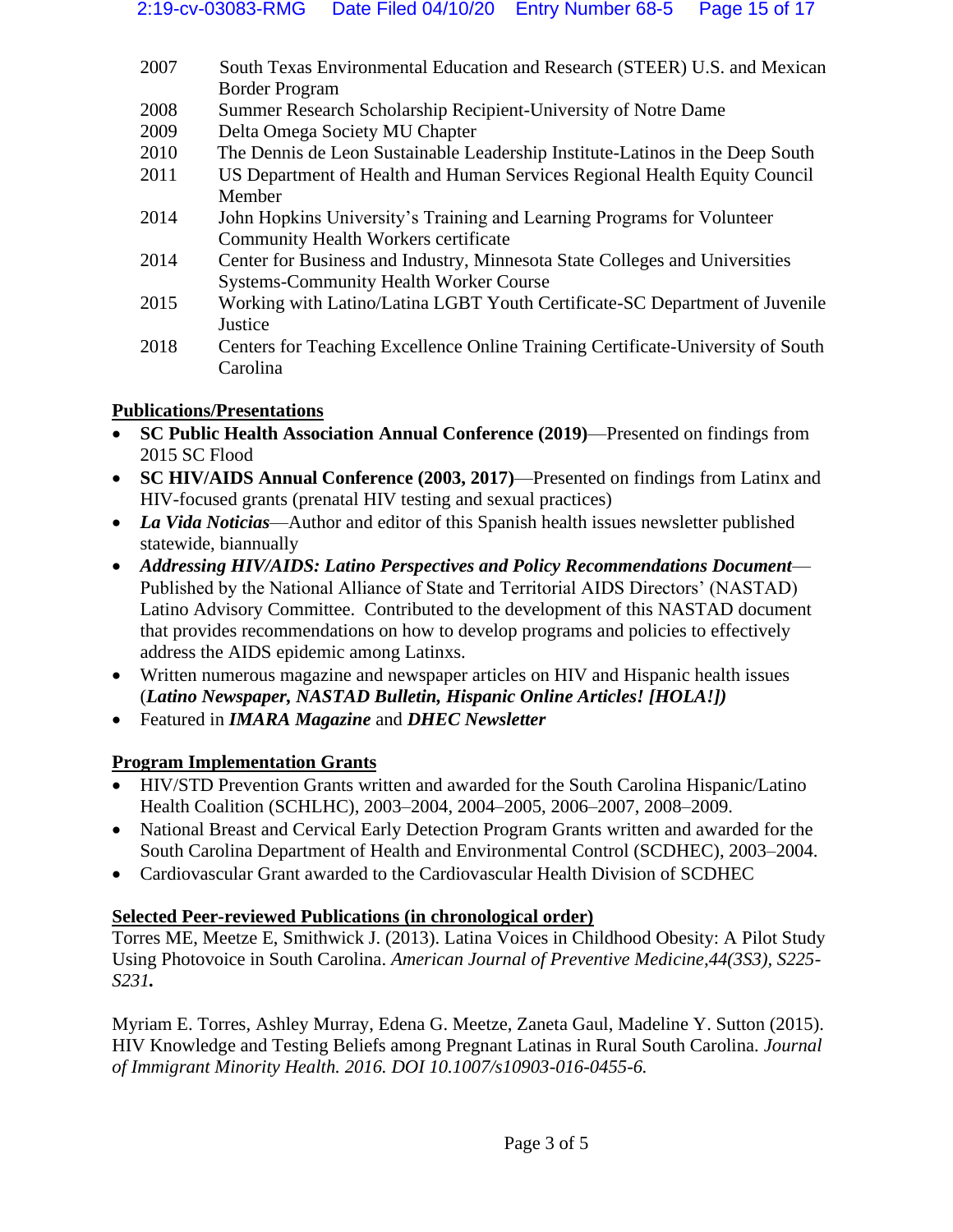| | |
|---|---|
| 2007 | South Texas Environmental Education and Research (STEER) U.S. and Mexican Border Program |
| 2008 | Summer Research Scholarship Recipient-University of Notre Dame |
| 2009 | Delta Omega Society MU Chapter |
| 2010 | The Dennis de Leon Sustainable Leadership Institute-Latinos in the Deep South |
| 2011 | US Department of Health and Human Services Regional Health Equity Council Member |
| 2014 | John Hopkins University's Training and Learning Programs for Volunteer Community Health Workers certificate |
| 2014 | Center for Business and Industry, Minnesota State Colleges and Universities Systems-Community Health Worker Course |
| 2015 | Working with Latino/Latina LGBT Youth Certificate-SC Department of Juvenile Justice |
| 2018 | Centers for Teaching Excellence Online Training Certificate-University of South Carolina |

**Publications/Presentations**

- **SC Public Health Association Annual Conference (2019)**—Presented on findings from 2015 SC Flood
- **SC HIV/AIDS Annual Conference (2003, 2017)**—Presented on findings from Latinx and HIV-focused grants (prenatal HIV testing and sexual practices)
- ***La Vida Noticias***—Author and editor of this Spanish health issues newsletter published statewide, biannually
- ***Addressing HIV/AIDS: Latino Perspectives and Policy Recommendations Document***—Published by the National Alliance of State and Territorial AIDS Directors' (NASTAD) Latino Advisory Committee. Contributed to the development of this NASTAD document that provides recommendations on how to develop programs and policies to effectively address the AIDS epidemic among Latinxs.
- Written numerous magazine and newspaper articles on HIV and Hispanic health issues (***Latino Newspaper, NASTAD Bulletin, Hispanic Online Articles! [HOLA!])***
- Featured in ***IMARA Magazine*** and ***DHEC Newsletter***

**Program Implementation Grants**

- HIV/STD Prevention Grants written and awarded for the South Carolina Hispanic/Latino Health Coalition (SCHLHC), 2003–2004, 2004–2005, 2006–2007, 2008–2009.
- National Breast and Cervical Early Detection Program Grants written and awarded for the South Carolina Department of Health and Environmental Control (SCDHEC), 2003–2004.
- Cardiovascular Grant awarded to the Cardiovascular Health Division of SCDHEC

**Selected Peer-reviewed Publications (in chronological order)**

Torres ME, Meetze E, Smithwick J. (2013). Latina Voices in Childhood Obesity: A Pilot Study Using Photovoice in South Carolina. *American Journal of Preventive Medicine,44(3S3), S225-S231.*

Myriam E. Torres, Ashley Murray, Edena G. Meetze, Zaneta Gaul, Madeline Y. Sutton (2015). HIV Knowledge and Testing Beliefs among Pregnant Latinas in Rural South Carolina. *Journal of Immigrant Minority Health. 2016. DOI 10.1007/s10903-016-0455-6.*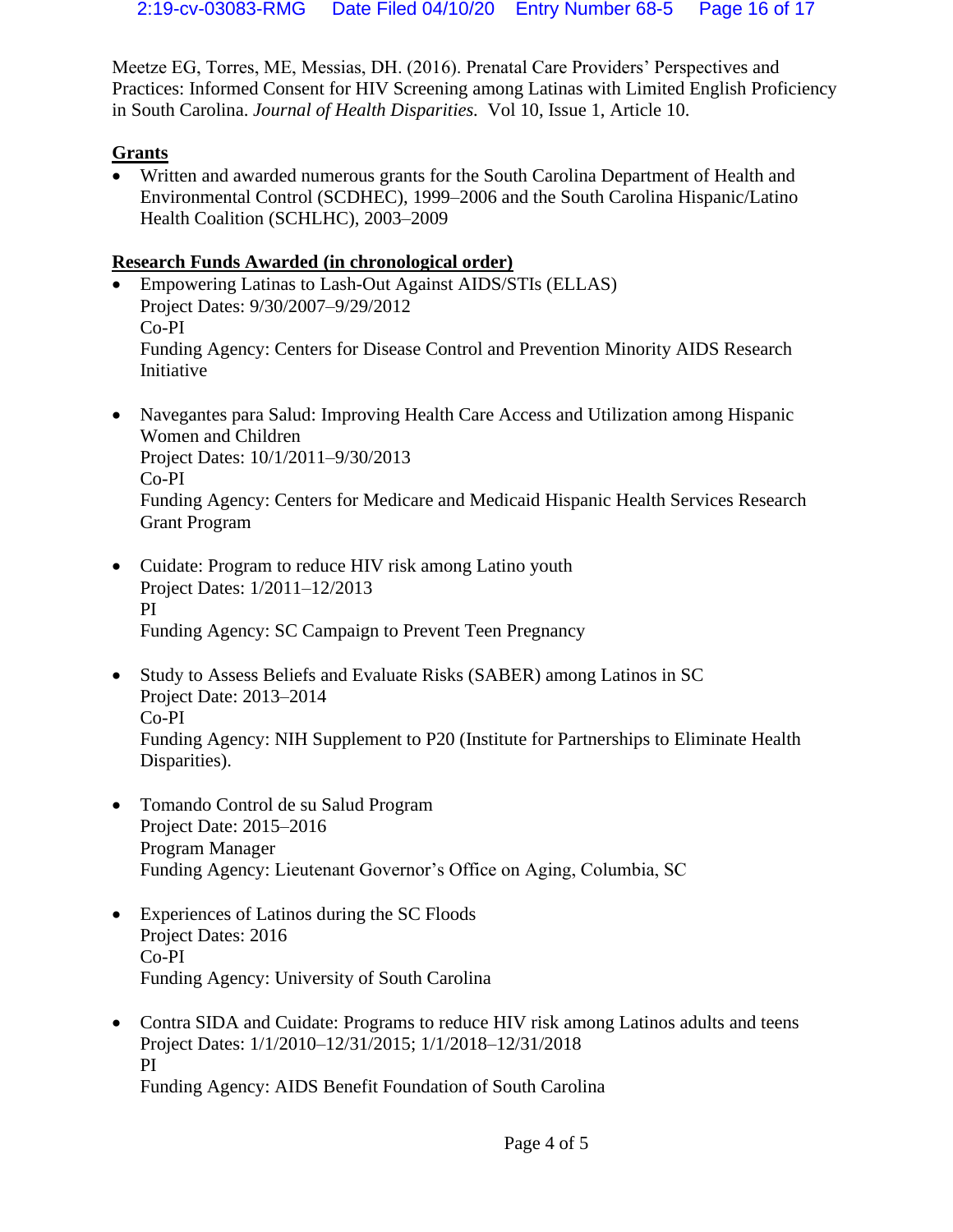Meetze EG, Torres, ME, Messias, DH. (2016). Prenatal Care Providers' Perspectives and Practices: Informed Consent for HIV Screening among Latinas with Limited English Proficiency in South Carolina. *Journal of Health Disparities.* Vol 10, Issue 1, Article 10.

**Grants**

- Written and awarded numerous grants for the South Carolina Department of Health and Environmental Control (SCDHEC), 1999–2006 and the South Carolina Hispanic/Latino Health Coalition (SCHLHC), 2003–2009

**Research Funds Awarded (in chronological order)**

- Empowering Latinas to Lash-Out Against AIDS/STIs (ELLAS)
  Project Dates: 9/30/2007–9/29/2012
  Co-PI
  Funding Agency: Centers for Disease Control and Prevention Minority AIDS Research Initiative

- Navegantes para Salud: Improving Health Care Access and Utilization among Hispanic Women and Children
  Project Dates: 10/1/2011–9/30/2013
  Co-PI
  Funding Agency: Centers for Medicare and Medicaid Hispanic Health Services Research Grant Program

- Cuidate: Program to reduce HIV risk among Latino youth
  Project Dates: 1/2011–12/2013
  PI
  Funding Agency: SC Campaign to Prevent Teen Pregnancy

- Study to Assess Beliefs and Evaluate Risks (SABER) among Latinos in SC
  Project Date: 2013–2014
  Co-PI
  Funding Agency: NIH Supplement to P20 (Institute for Partnerships to Eliminate Health Disparities).

- Tomando Control de su Salud Program
  Project Date: 2015–2016
  Program Manager
  Funding Agency: Lieutenant Governor's Office on Aging, Columbia, SC

- Experiences of Latinos during the SC Floods
  Project Dates: 2016
  Co-PI
  Funding Agency: University of South Carolina

- Contra SIDA and Cuidate: Programs to reduce HIV risk among Latinos adults and teens
  Project Dates: 1/1/2010–12/31/2015; 1/1/2018–12/31/2018
  PI
  Funding Agency: AIDS Benefit Foundation of South Carolina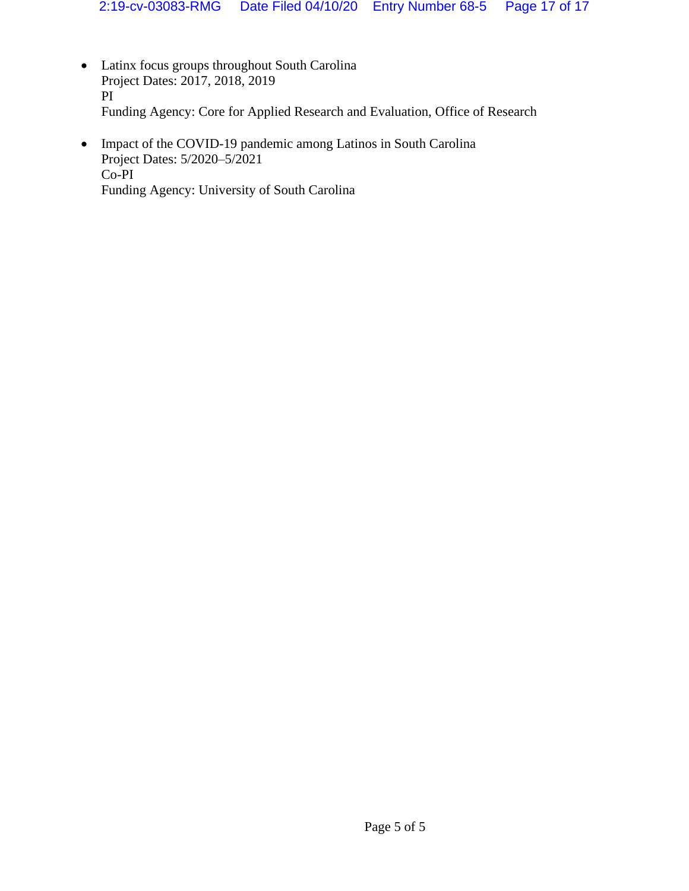- Latinx focus groups throughout South Carolina
  Project Dates: 2017, 2018, 2019
  PI
  Funding Agency: Core for Applied Research and Evaluation, Office of Research

- Impact of the COVID-19 pandemic among Latinos in South Carolina
  Project Dates: 5/2020–5/2021
  Co-PI
  Funding Agency: University of South Carolina